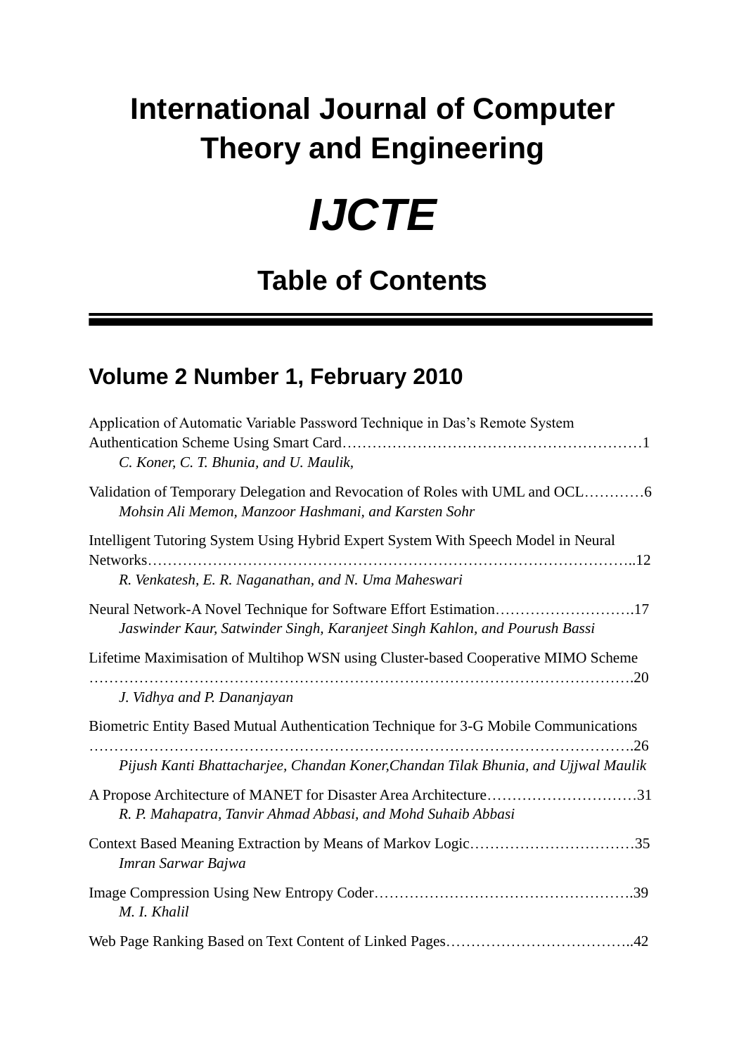# International Journal of Computer Theory and Engineering

# *IJCTE*

## Table of Contents

---

## Volume 2 Number 1, February 2010

Application of Automatic Variable Password Technique in Das's Remote System Authentication Scheme Using Smart Card……………………………………………………1
*C. Koner, C. T. Bhunia, and U. Maulik,*

Validation of Temporary Delegation and Revocation of Roles with UML and OCL…………6
*Mohsin Ali Memon, Manzoor Hashmani, and Karsten Sohr*

Intelligent Tutoring System Using Hybrid Expert System With Speech Model in Neural Networks…………………………………………………………………………………..12
*R. Venkatesh, E. R. Naganathan, and N. Uma Maheswari*

Neural Network-A Novel Technique for Software Effort Estimation……………………….17
*Jaswinder Kaur, Satwinder Singh, Karanjeet Singh Kahlon, and Pourush Bassi*

Lifetime Maximisation of Multihop WSN using Cluster-based Cooperative MIMO Scheme ………………………………………………………………………………………….20
*J. Vidhya and P. Dananjayan*

Biometric Entity Based Mutual Authentication Technique for 3-G Mobile Communications ………………………………………………………………………………………….26
*Pijush Kanti Bhattacharjee, Chandan Koner,Chandan Tilak Bhunia, and Ujjwal Maulik*

A Propose Architecture of MANET for Disaster Area Architecture…………………………31
*R. P. Mahapatra, Tanvir Ahmad Abbasi, and Mohd Suhaib Abbasi*

Context Based Meaning Extraction by Means of Markov Logic……………………………35
*Imran Sarwar Bajwa*

Image Compression Using New Entropy Coder…………………………………………….39
*M. I. Khalil*

Web Page Ranking Based on Text Content of Linked Pages………………………………..42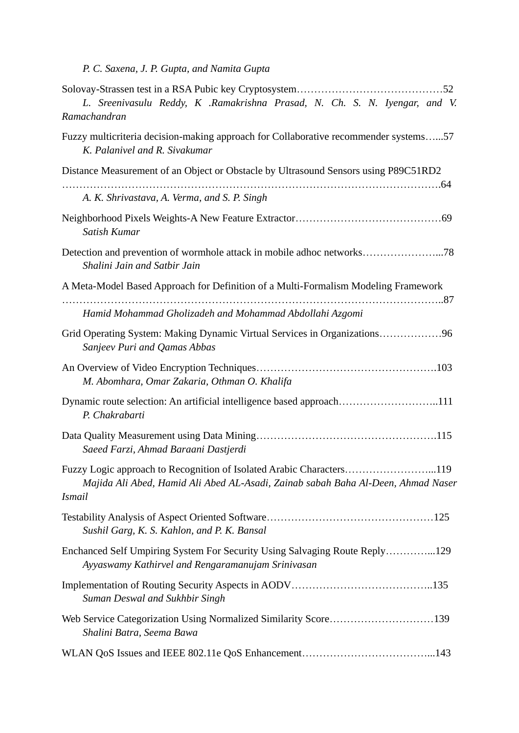*P. C. Saxena, J. P. Gupta, and Namita Gupta*

Solovay-Strassen test in a RSA Pubic key Cryptosystem……………………………………52
*L. Sreenivasulu Reddy, K .Ramakrishna Prasad, N. Ch. S. N. Iyengar, and V. Ramachandran*

Fuzzy multicriteria decision-making approach for Collaborative recommender systems…...57
*K. Palanivel and R. Sivakumar*

Distance Measurement of an Object or Obstacle by Ultrasound Sensors using P89C51RD2 ……………………………………………………………………………………………….64
*A. K. Shrivastava, A. Verma, and S. P. Singh*

Neighborhood Pixels Weights-A New Feature Extractor……………………………………69
*Satish Kumar*

Detection and prevention of wormhole attack in mobile adhoc networks…………………...78
*Shalini Jain and Satbir Jain*

A Meta-Model Based Approach for Definition of a Multi-Formalism Modeling Framework ………………………………………………………………………………………………..87
*Hamid Mohammad Gholizadeh and Mohammad Abdollahi Azgomi*

Grid Operating System: Making Dynamic Virtual Services in Organizations………………96
*Sanjeev Puri and Qamas Abbas*

An Overview of Video Encryption Techniques…………………………………………….103
*M. Abomhara, Omar Zakaria, Othman O. Khalifa*

Dynamic route selection: An artificial intelligence based approach………………………..111
*P. Chakrabarti*

Data Quality Measurement using Data Mining…………………………………………….115
*Saeed Farzi, Ahmad Baraani Dastjerdi*

Fuzzy Logic approach to Recognition of Isolated Arabic Characters……………………...119
*Majida Ali Abed, Hamid Ali Abed AL-Asadi, Zainab sabah Baha Al-Deen, Ahmad Naser Ismail*

Testability Analysis of Aspect Oriented Software…………………………………………125
*Sushil Garg, K. S. Kahlon, and P. K. Bansal*

Enchanced Self Umpiring System For Security Using Salvaging Route Reply…………...129
*Ayyaswamy Kathirvel and Rengaramanujam Srinivasan*

Implementation of Routing Security Aspects in AODV…………………………………..135
*Suman Deswal and Sukhbir Singh*

Web Service Categorization Using Normalized Similarity Score…………………………139
*Shalini Batra, Seema Bawa*

WLAN QoS Issues and IEEE 802.11e QoS Enhancement………………………………...143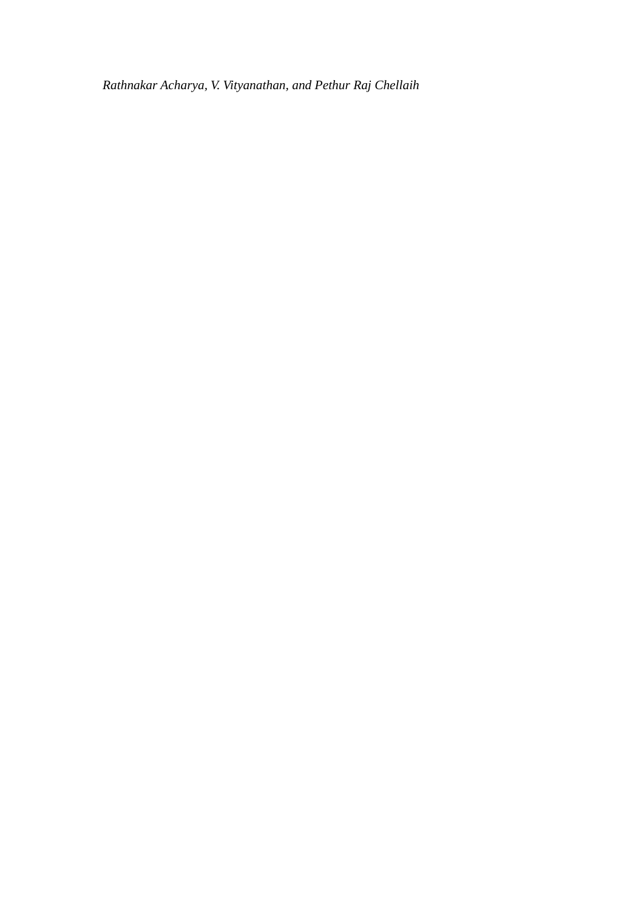*Rathnakar Acharya, V. Vityanathan, and Pethur Raj Chellaih*